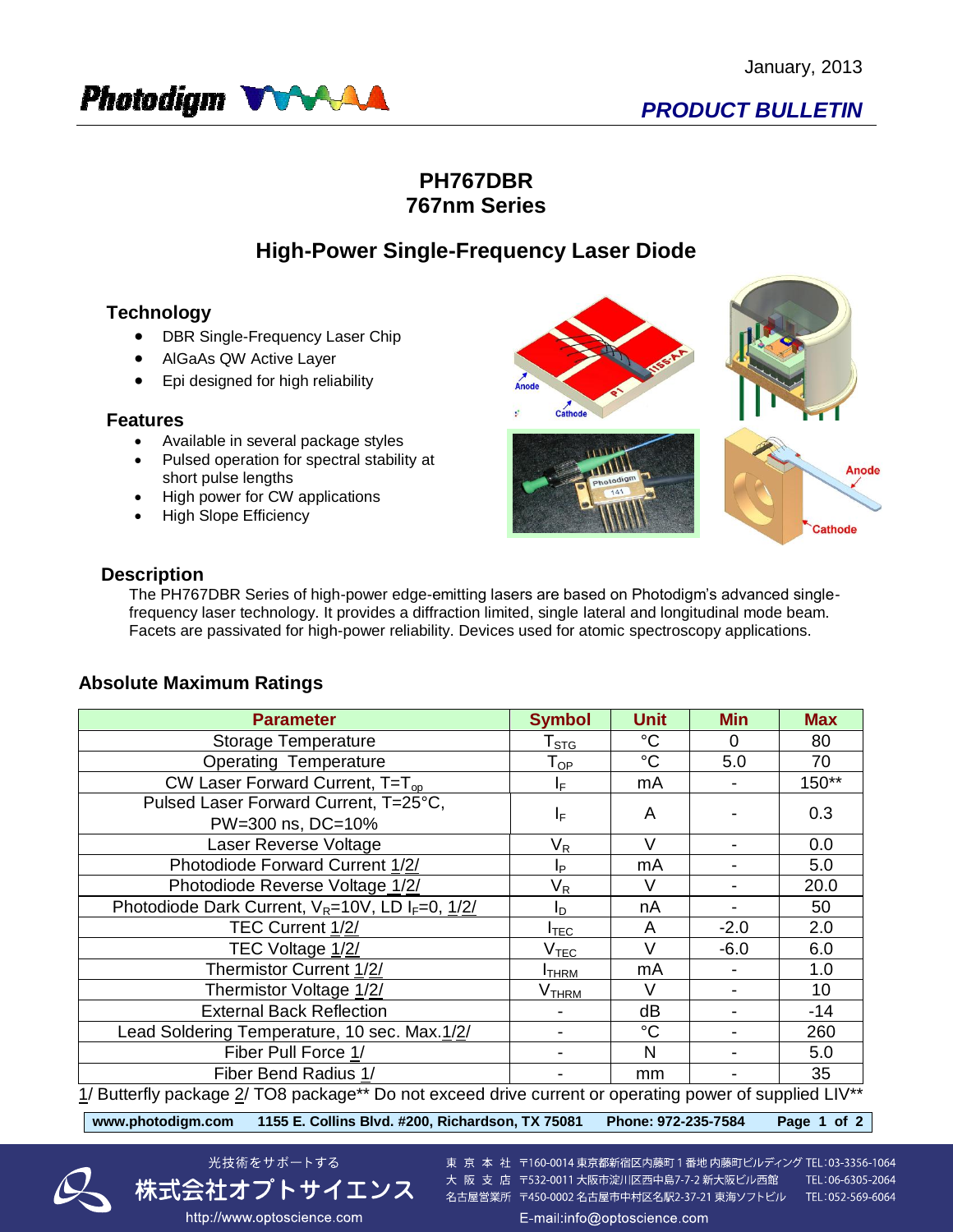January, 2013

**PRODUCT BULLETIN**

# PH767DBR
# 767nm Series

## High-Power Single-Frequency Laser Diode

### Technology

- DBR Single-Frequency Laser Chip
- AlGaAs QW Active Layer
- Epi designed for high reliability

### Features

- Available in several package styles
- Pulsed operation for spectral stability at short pulse lengths
- High power for CW applications
- High Slope Efficiency

### Description

The PH767DBR Series of high-power edge-emitting lasers are based on Photodigm's advanced single-frequency laser technology. It provides a diffraction limited, single lateral and longitudinal mode beam. Facets are passivated for high-power reliability. Devices used for atomic spectroscopy applications.

### Absolute Maximum Ratings

| Parameter | Symbol | Unit | Min | Max |
|---|---|---|---|---|
| Storage Temperature | $T_{STG}$ | °C | 0 | 80 |
| Operating Temperature | $T_{OP}$ | °C | 5.0 | 70 |
| CW Laser Forward Current, $T=T_{op}$ | $I_F$ | mA | - | 150** |
| Pulsed Laser Forward Current, T=25°C, PW=300 ns, DC=10% | $I_F$ | A | - | 0.3 |
| Laser Reverse Voltage | $V_R$ | V | - | 0.0 |
| Photodiode Forward Current 1/2/ | $I_P$ | mA | - | 5.0 |
| Photodiode Reverse Voltage 1/2/ | $V_R$ | V | - | 20.0 |
| Photodiode Dark Current, $V_R$=10V, LD $I_F$=0, 1/2/ | $I_D$ | nA | - | 50 |
| TEC Current 1/2/ | $I_{TEC}$ | A | -2.0 | 2.0 |
| TEC Voltage 1/2/ | $V_{TEC}$ | V | -6.0 | 6.0 |
| Thermistor Current 1/2/ | $I_{THRM}$ | mA | - | 1.0 |
| Thermistor Voltage 1/2/ | $V_{THRM}$ | V | - | 10 |
| External Back Reflection | - | dB | - | -14 |
| Lead Soldering Temperature, 10 sec. Max.1/2/ | - | °C | - | 260 |
| Fiber Pull Force 1/ | - | N | - | 5.0 |
| Fiber Bend Radius 1/ | - | mm | - | 35 |

1/ Butterfly package 2/ TO8 package** Do not exceed drive current or operating power of supplied LIV**

www.photodigm.com 1155 E. Collins Blvd. #200, Richardson, TX 75081 Phone: 972-235-7584

光技術をサポートする
株式会社オプトサイエンス
http://www.optoscience.com

東 京 本 社 〒160-0014 東京都新宿区内藤町１番地 内藤町ビルディング TEL:03-3356-1064
大 阪 支 店 〒532-0011 大阪市淀川区西中島7-7-2 新大阪ビル西館 TEL:06-6305-2064
名古屋営業所 〒450-0002 名古屋市中村区名駅2-37-21 東海ソフトビル TEL:052-569-6064
E-mail:info@optoscience.com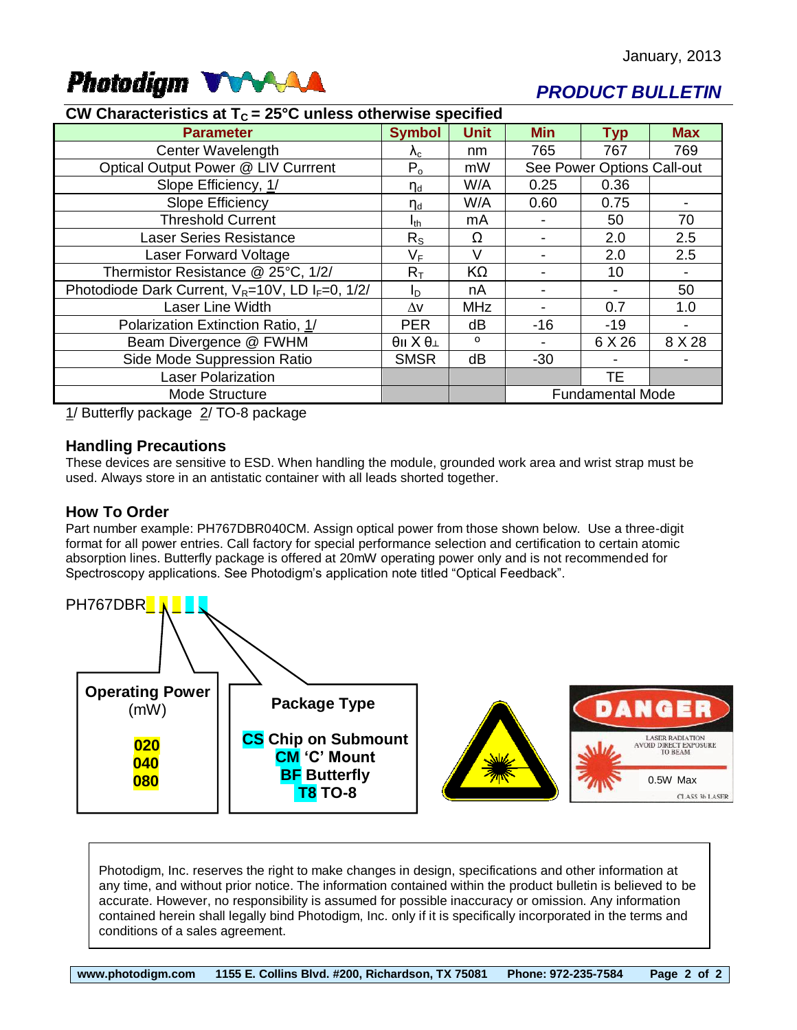Photodigm

January, 2013

*PRODUCT BULLETIN*

**CW Characteristics at $T_C$ = 25°C unless otherwise specified**

| Parameter | Symbol | Unit | Min | Typ | Max |
|---|---|---|---|---|---|
| Center Wavelength | $\lambda_c$ | nm | 765 | 767 | 769 |
| Optical Output Power @ LIV Currrent | $P_o$ | mW | See Power Options Call-out | | |
| Slope Efficiency, 1/ | $\eta_d$ | W/A | 0.25 | 0.36 | |
| Slope Efficiency | $\eta_d$ | W/A | 0.60 | 0.75 | - |
| Threshold Current | $I_{th}$ | mA | - | 50 | 70 |
| Laser Series Resistance | $R_S$ | Ω | - | 2.0 | 2.5 |
| Laser Forward Voltage | $V_F$ | V | - | 2.0 | 2.5 |
| Thermistor Resistance @ 25°C, 1/2/ | $R_T$ | KΩ | - | 10 | - |
| Photodiode Dark Current, $V_R$=10V, LD $I_F$=0, 1/2/ | $I_D$ | nA | - | - | 50 |
| Laser Line Width | $\Delta v$ | MHz | - | 0.7 | 1.0 |
| Polarization Extinction Ratio, 1/ | PER | dB | -16 | -19 | - |
| Beam Divergence @ FWHM | $\theta_{\parallel}$ X $\theta_{\perp}$ | ° | - | 6 X 26 | 8 X 28 |
| Side Mode Suppression Ratio | SMSR | dB | -30 | - | - |
| Laser Polarization | | | | TE | |
| Mode Structure | | | Fundamental Mode | | |

1/ Butterfly package 2/ TO-8 package

## Handling Precautions

These devices are sensitive to ESD. When handling the module, grounded work area and wrist strap must be used. Always store in an antistatic container with all leads shorted together.

## How To Order

Part number example: PH767DBR040CM. Assign optical power from those shown below. Use a three-digit format for all power entries. Call factory for special performance selection and certification to certain atomic absorption lines. Butterfly package is offered at 20mW operating power only and is not recommended for Spectroscopy applications. See Photodigm's application note titled "Optical Feedback".

PH767DBR_ _ _ _ _

**Operating Power** (mW)

**020**
**040**
**080**

**Package Type**

**CS** Chip on Submount
**CM** 'C' Mount
**BF** Butterfly
**T8** TO-8

DANGER
LASER RADIATION
AVOID DIRECT EXPOSURE TO BEAM
0.5W Max
CLASS 3b LASER

Photodigm, Inc. reserves the right to make changes in design, specifications and other information at any time, and without prior notice. The information contained within the product bulletin is believed to be accurate. However, no responsibility is assumed for possible inaccuracy or omission. Any information contained herein shall legally bind Photodigm, Inc. only if it is specifically incorporated in the terms and conditions of a sales agreement.

www.photodigm.com 1155 E. Collins Blvd. #200, Richardson, TX 75081 Phone: 972-235-7584